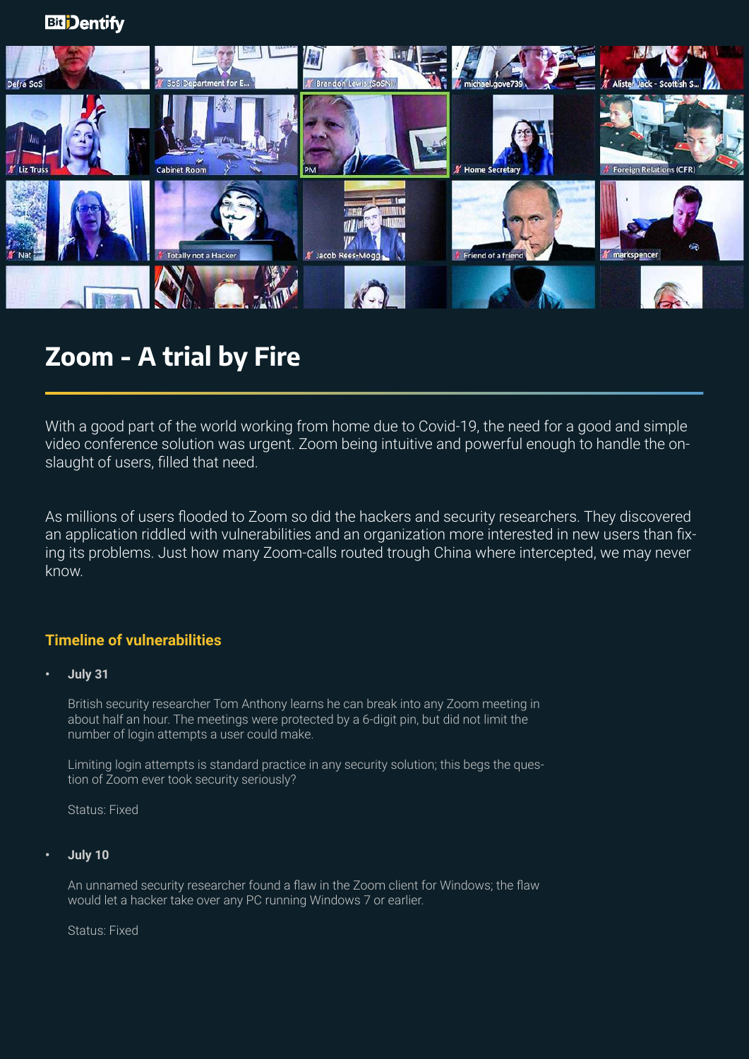# Zoom - A trial by Fire

With a good part of the world working from home due to Covid-19, the need for a good and simple video conference solution was urgent. Zoom being intuitive and powerful enough to handle the on-slaught of users, filled that need.

As millions of users flooded to Zoom so did the hackers and security researchers. They discovered an application riddled with vulnerabilities and an organization more interested in new users than fix-ing its problems. Just how many Zoom-calls routed trough China where intercepted, we may never know.

## Timeline of vulnerabilities

- **July 31**

  British security researcher Tom Anthony learns he can break into any Zoom meeting in about half an hour. The meetings were protected by a 6-digit pin, but did not limit the number of login attempts a user could make.

  Limiting login attempts is standard practice in any security solution; this begs the ques-tion of Zoom ever took security seriously?

  Status: Fixed

- **July 10**

  An unnamed security researcher found a flaw in the Zoom client for Windows; the flaw would let a hacker take over any PC running Windows 7 or earlier.

  Status: Fixed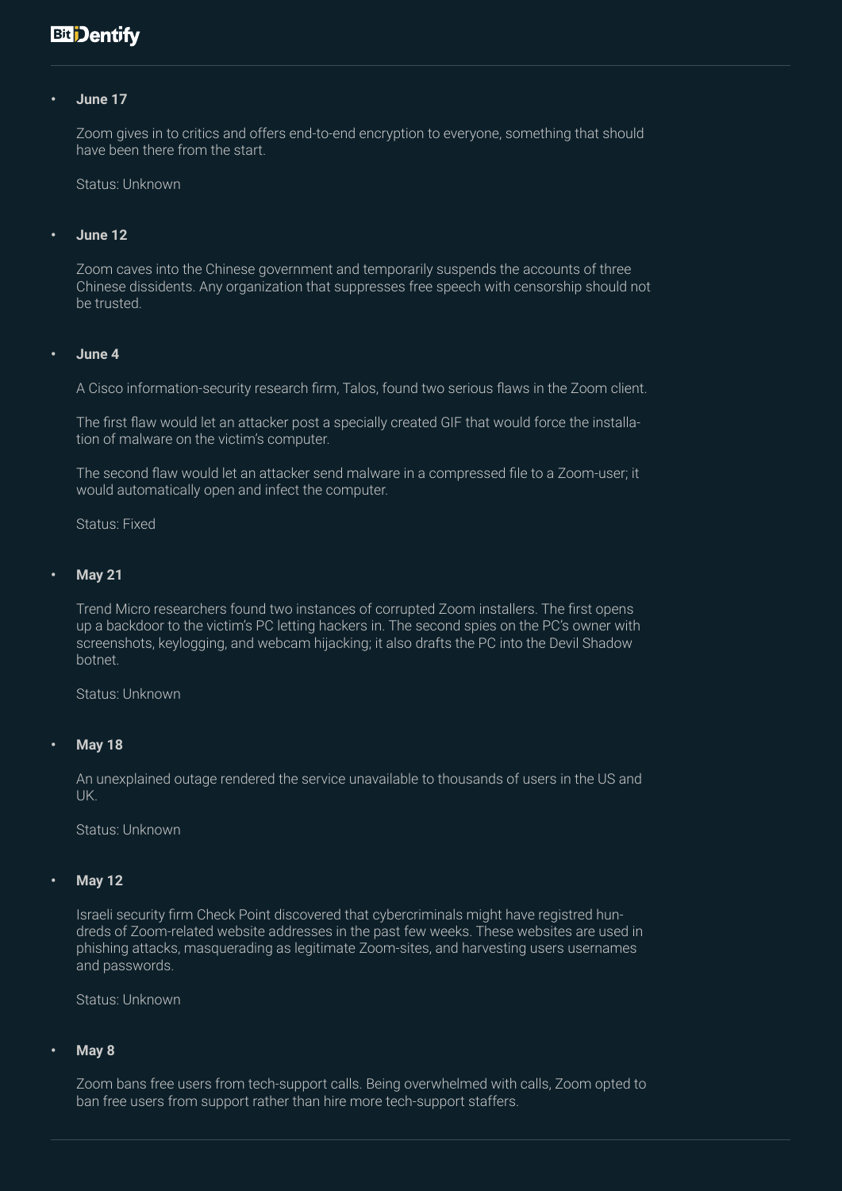- **June 17**

  Zoom gives in to critics and offers end-to-end encryption to everyone, something that should have been there from the start.

  Status: Unknown

- **June 12**

  Zoom caves into the Chinese government and temporarily suspends the accounts of three Chinese dissidents. Any organization that suppresses free speech with censorship should not be trusted.

- **June 4**

  A Cisco information-security research firm, Talos, found two serious flaws in the Zoom client.

  The first flaw would let an attacker post a specially created GIF that would force the installation of malware on the victim's computer.

  The second flaw would let an attacker send malware in a compressed file to a Zoom-user; it would automatically open and infect the computer.

  Status: Fixed

- **May 21**

  Trend Micro researchers found two instances of corrupted Zoom installers. The first opens up a backdoor to the victim's PC letting hackers in. The second spies on the PC's owner with screenshots, keylogging, and webcam hijacking; it also drafts the PC into the Devil Shadow botnet.

  Status: Unknown

- **May 18**

  An unexplained outage rendered the service unavailable to thousands of users in the US and UK.

  Status: Unknown

- **May 12**

  Israeli security firm Check Point discovered that cybercriminals might have registred hundreds of Zoom-related website addresses in the past few weeks. These websites are used in phishing attacks, masquerading as legitimate Zoom-sites, and harvesting users usernames and passwords.

  Status: Unknown

- **May 8**

  Zoom bans free users from tech-support calls. Being overwhelmed with calls, Zoom opted to ban free users from support rather than hire more tech-support staffers.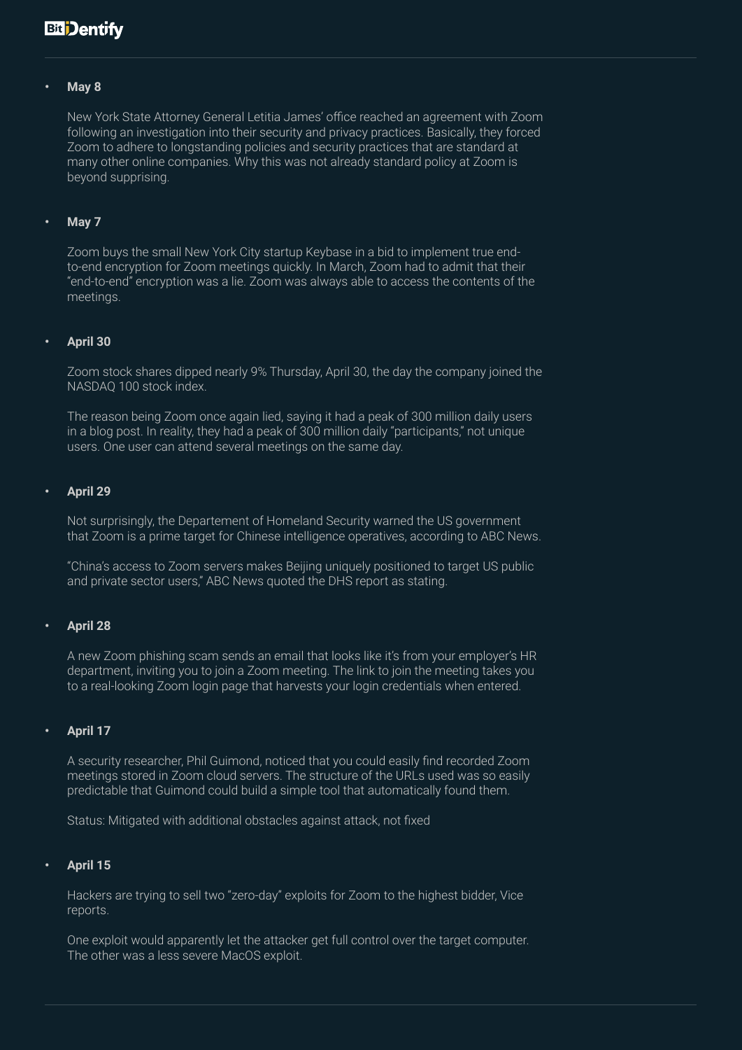- **May 8**

  New York State Attorney General Letitia James' office reached an agreement with Zoom following an investigation into their security and privacy practices. Basically, they forced Zoom to adhere to longstanding policies and security practices that are standard at many other online companies. Why this was not already standard policy at Zoom is beyond suprrising.

- **May 7**

  Zoom buys the small New York City startup Keybase in a bid to implement true end-to-end encryption for Zoom meetings quickly. In March, Zoom had to admit that their "end-to-end" encryption was a lie. Zoom was always able to access the contents of the meetings.

- **April 30**

  Zoom stock shares dipped nearly 9% Thursday, April 30, the day the company joined the NASDAQ 100 stock index.

  The reason being Zoom once again lied, saying it had a peak of 300 million daily users in a blog post. In reality, they had a peak of 300 million daily "participants," not unique users. One user can attend several meetings on the same day.

- **April 29**

  Not surprisingly, the Departement of Homeland Security warned the US government that Zoom is a prime target for Chinese intelligence operatives, according to ABC News.

  "China's access to Zoom servers makes Beijing uniquely positioned to target US public and private sector users," ABC News quoted the DHS report as stating.

- **April 28**

  A new Zoom phishing scam sends an email that looks like it's from your employer's HR department, inviting you to join a Zoom meeting. The link to join the meeting takes you to a real-looking Zoom login page that harvests your login credentials when entered.

- **April 17**

  A security researcher, Phil Guimond, noticed that you could easily find recorded Zoom meetings stored in Zoom cloud servers. The structure of the URLs used was so easily predictable that Guimond could build a simple tool that automatically found them.

  Status: Mitigated with additional obstacles against attack, not fixed

- **April 15**

  Hackers are trying to sell two "zero-day" exploits for Zoom to the highest bidder, Vice reports.

  One exploit would apparently let the attacker get full control over the target computer. The other was a less severe MacOS exploit.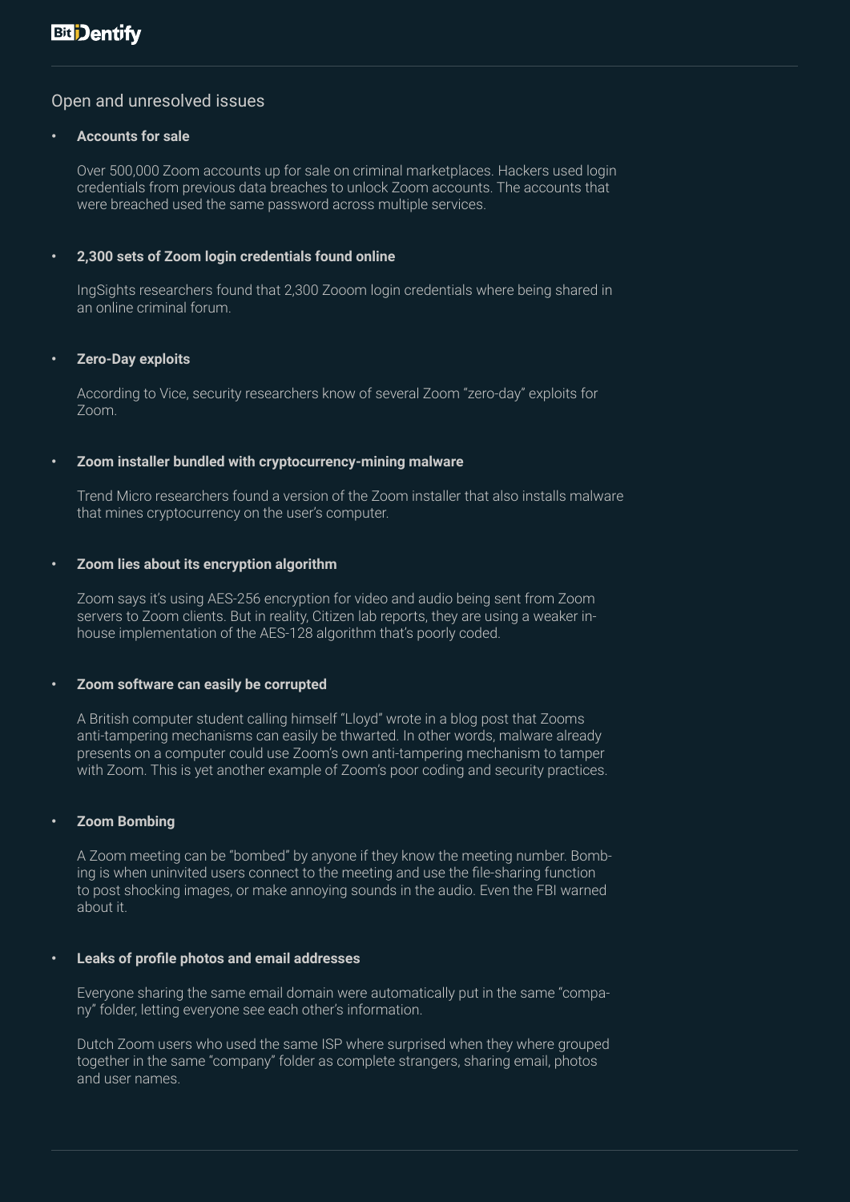## Open and unresolved issues

- **Accounts for sale**

  Over 500,000 Zoom accounts up for sale on criminal marketplaces. Hackers used login credentials from previous data breaches to unlock Zoom accounts. The accounts that were breached used the same password across multiple services.

- **2,300 sets of Zoom login credentials found online**

  IngSights researchers found that 2,300 Zooom login credentials where being shared in an online criminal forum.

- **Zero-Day exploits**

  According to Vice, security researchers know of several Zoom "zero-day" exploits for Zoom.

- **Zoom installer bundled with cryptocurrency-mining malware**

  Trend Micro researchers found a version of the Zoom installer that also installs malware that mines cryptocurrency on the user's computer.

- **Zoom lies about its encryption algorithm**

  Zoom says it's using AES-256 encryption for video and audio being sent from Zoom servers to Zoom clients. But in reality, Citizen lab reports, they are using a weaker in-house implementation of the AES-128 algorithm that's poorly coded.

- **Zoom software can easily be corrupted**

  A British computer student calling himself "Lloyd" wrote in a blog post that Zooms anti-tampering mechanisms can easily be thwarted. In other words, malware already presents on a computer could use Zoom's own anti-tampering mechanism to tamper with Zoom. This is yet another example of Zoom's poor coding and security practices.

- **Zoom Bombing**

  A Zoom meeting can be "bombed" by anyone if they know the meeting number. Bombing is when uninvited users connect to the meeting and use the file-sharing function to post shocking images, or make annoying sounds in the audio. Even the FBI warned about it.

- **Leaks of profile photos and email addresses**

  Everyone sharing the same email domain were automatically put in the same "company" folder, letting everyone see each other's information.

  Dutch Zoom users who used the same ISP where surprised when they where grouped together in the same "company" folder as complete strangers, sharing email, photos and user names.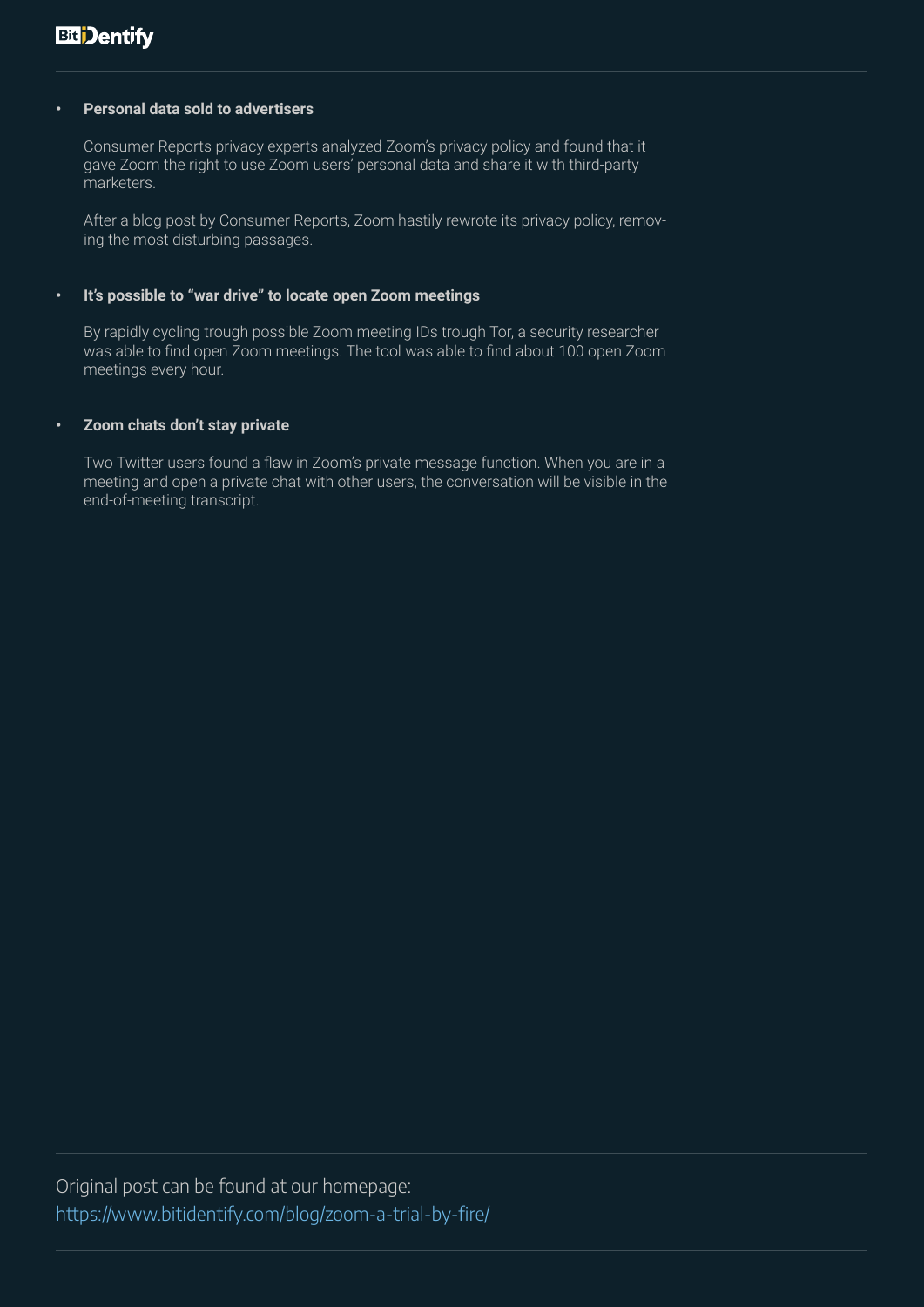- **Personal data sold to advertisers**

  Consumer Reports privacy experts analyzed Zoom's privacy policy and found that it gave Zoom the right to use Zoom users' personal data and share it with third-party marketers.

  After a blog post by Consumer Reports, Zoom hastily rewrote its privacy policy, removing the most disturbing passages.

- **It's possible to "war drive" to locate open Zoom meetings**

  By rapidly cycling trough possible Zoom meeting IDs trough Tor, a security researcher was able to find open Zoom meetings. The tool was able to find about 100 open Zoom meetings every hour.

- **Zoom chats don't stay private**

  Two Twitter users found a flaw in Zoom's private message function. When you are in a meeting and open a private chat with other users, the conversation will be visible in the end-of-meeting transcript.

---

Original post can be found at our homepage:
[https://www.bitidentify.com/blog/zoom-a-trial-by-fire/](https://www.bitidentify.com/blog/zoom-a-trial-by-fire/)